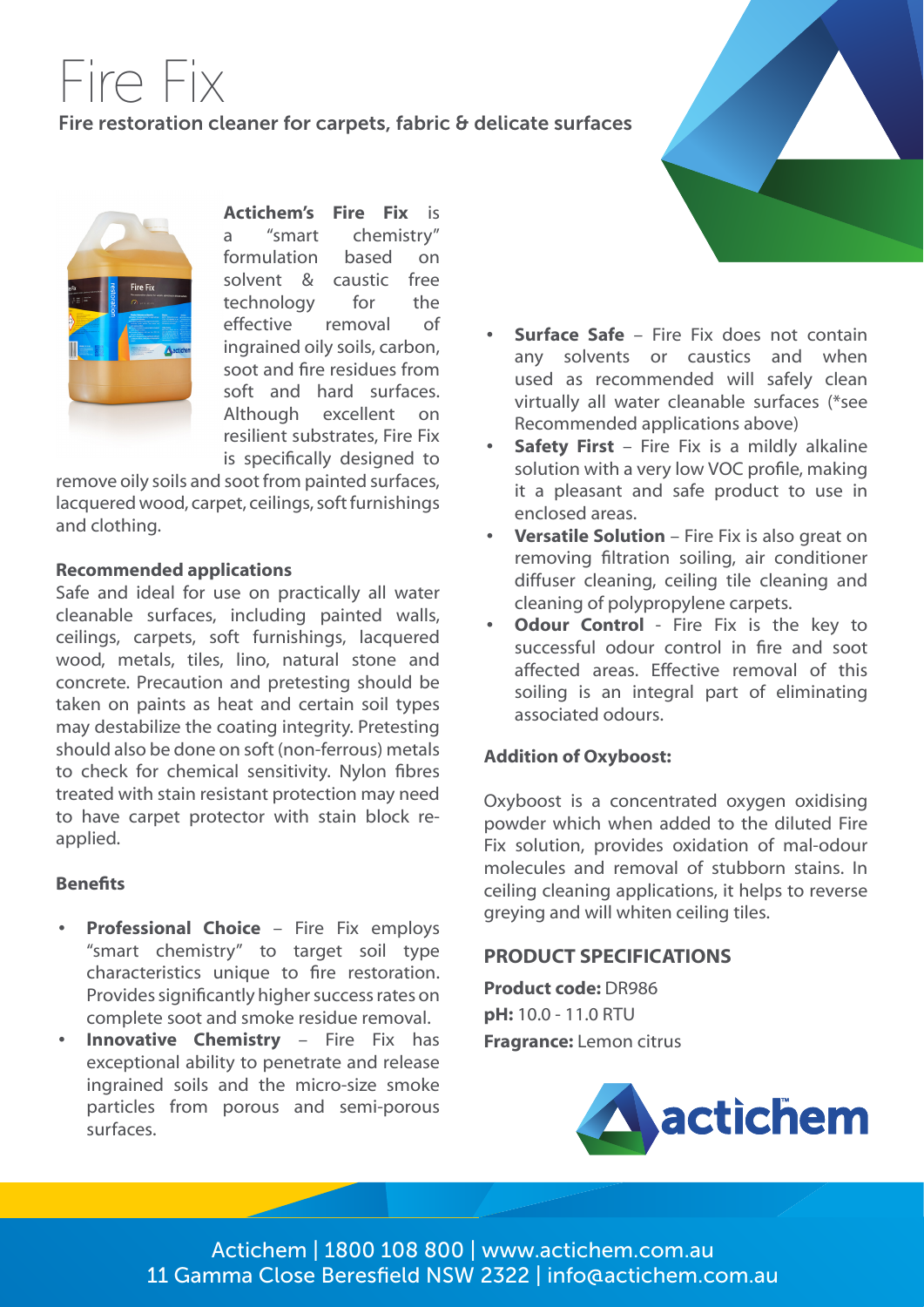# Fire Fix

Fire restoration cleaner for carpets, fabric & delicate surfaces

**Actichem's Fire Fix** is a "smart chemistry" formulation based on solvent & caustic free technology for the effective removal of ingrained oily soils, carbon, soot and fire residues from soft and hard surfaces. Although excellent on resilient substrates, Fire Fix is specifically designed to remove oily soils and soot from painted surfaces, lacquered wood, carpet, ceilings, soft furnishings and clothing.

### Recommended applications

Safe and ideal for use on practically all water cleanable surfaces, including painted walls, ceilings, carpets, soft furnishings, lacquered wood, metals, tiles, lino, natural stone and concrete. Precaution and pretesting should be taken on paints as heat and certain soil types may destabilize the coating integrity. Pretesting should also be done on soft (non-ferrous) metals to check for chemical sensitivity. Nylon fibres treated with stain resistant protection may need to have carpet protector with stain block re-applied.

### Benefits

- **Professional Choice** – Fire Fix employs "smart chemistry" to target soil type characteristics unique to fire restoration. Provides significantly higher success rates on complete soot and smoke residue removal.
- **Innovative Chemistry** – Fire Fix has exceptional ability to penetrate and release ingrained soils and the micro-size smoke particles from porous and semi-porous surfaces.
- **Surface Safe** – Fire Fix does not contain any solvents or caustics and when used as recommended will safely clean virtually all water cleanable surfaces (*see Recommended applications above)
- **Safety First** – Fire Fix is a mildly alkaline solution with a very low VOC profile, making it a pleasant and safe product to use in enclosed areas.
- **Versatile Solution** – Fire Fix is also great on removing filtration soiling, air conditioner diffuser cleaning, ceiling tile cleaning and cleaning of polypropylene carpets.
- **Odour Control** - Fire Fix is the key to successful odour control in fire and soot affected areas. Effective removal of this soiling is an integral part of eliminating associated odours.

### Addition of Oxyboost:

Oxyboost is a concentrated oxygen oxidising powder which when added to the diluted Fire Fix solution, provides oxidation of mal-odour molecules and removal of stubborn stains. In ceiling cleaning applications, it helps to reverse greying and will whiten ceiling tiles.

### PRODUCT SPECIFICATIONS

**Product code:** DR986
**pH:** 10.0 - 11.0 RTU
**Fragrance:** Lemon citrus

actichem

Actichem | 1800 108 800 | www.actichem.com.au
11 Gamma Close Beresfield NSW 2322 | info@actichem.com.au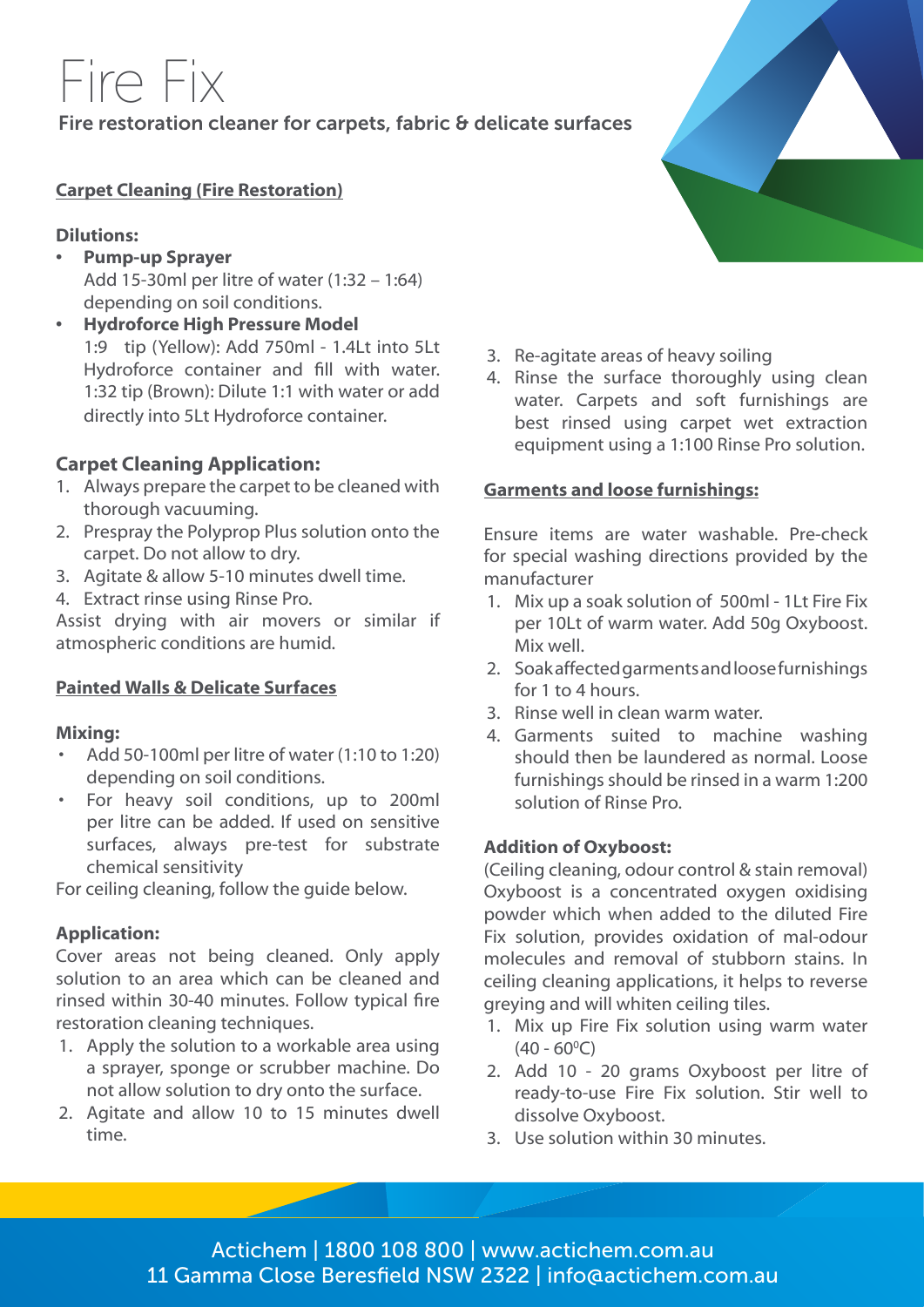// Fire Fix

Fire restoration cleaner for carpets, fabric & delicate surfaces

## Carpet Cleaning (Fire Restoration)

**Dilutions:**

- **Pump-up Sprayer**
  Add 15-30ml per litre of water (1:32 – 1:64) depending on soil conditions.
- **Hydroforce High Pressure Model**
  1:9 tip (Yellow): Add 750ml - 1.4Lt into 5Lt Hydroforce container and fill with water. 1:32 tip (Brown): Dilute 1:1 with water or add directly into 5Lt Hydroforce container.

### Carpet Cleaning Application:

1. Always prepare the carpet to be cleaned with thorough vacuuming.
2. Prespray the Polyprop Plus solution onto the carpet. Do not allow to dry.
3. Agitate & allow 5-10 minutes dwell time.
4. Extract rinse using Rinse Pro.

Assist drying with air movers or similar if atmospheric conditions are humid.

## Painted Walls & Delicate Surfaces

**Mixing:**

- Add 50-100ml per litre of water (1:10 to 1:20) depending on soil conditions.
- For heavy soil conditions, up to 200ml per litre can be added. If used on sensitive surfaces, always pre-test for substrate chemical sensitivity

For ceiling cleaning, follow the guide below.

**Application:**

Cover areas not being cleaned. Only apply solution to an area which can be cleaned and rinsed within 30-40 minutes. Follow typical fire restoration cleaning techniques.

1. Apply the solution to a workable area using a sprayer, sponge or scrubber machine. Do not allow solution to dry onto the surface.
2. Agitate and allow 10 to 15 minutes dwell time.
3. Re-agitate areas of heavy soiling
4. Rinse the surface thoroughly using clean water. Carpets and soft furnishings are best rinsed using carpet wet extraction equipment using a 1:100 Rinse Pro solution.

## Garments and loose furnishings:

Ensure items are water washable. Pre-check for special washing directions provided by the manufacturer

1. Mix up a soak solution of 500ml - 1Lt Fire Fix per 10Lt of warm water. Add 50g Oxyboost. Mix well.
2. Soak affected garments and loose furnishings for 1 to 4 hours.
3. Rinse well in clean warm water.
4. Garments suited to machine washing should then be laundered as normal. Loose furnishings should be rinsed in a warm 1:200 solution of Rinse Pro.

**Addition of Oxyboost:**

(Ceiling cleaning, odour control & stain removal)
Oxyboost is a concentrated oxygen oxidising powder which when added to the diluted Fire Fix solution, provides oxidation of mal-odour molecules and removal of stubborn stains. In ceiling cleaning applications, it helps to reverse greying and will whiten ceiling tiles.

1. Mix up Fire Fix solution using warm water (40 - 60°C)
2. Add 10 - 20 grams Oxyboost per litre of ready-to-use Fire Fix solution. Stir well to dissolve Oxyboost.
3. Use solution within 30 minutes.

Actichem | 1800 108 800 | www.actichem.com.au
11 Gamma Close Beresfield NSW 2322 | info@actichem.com.au